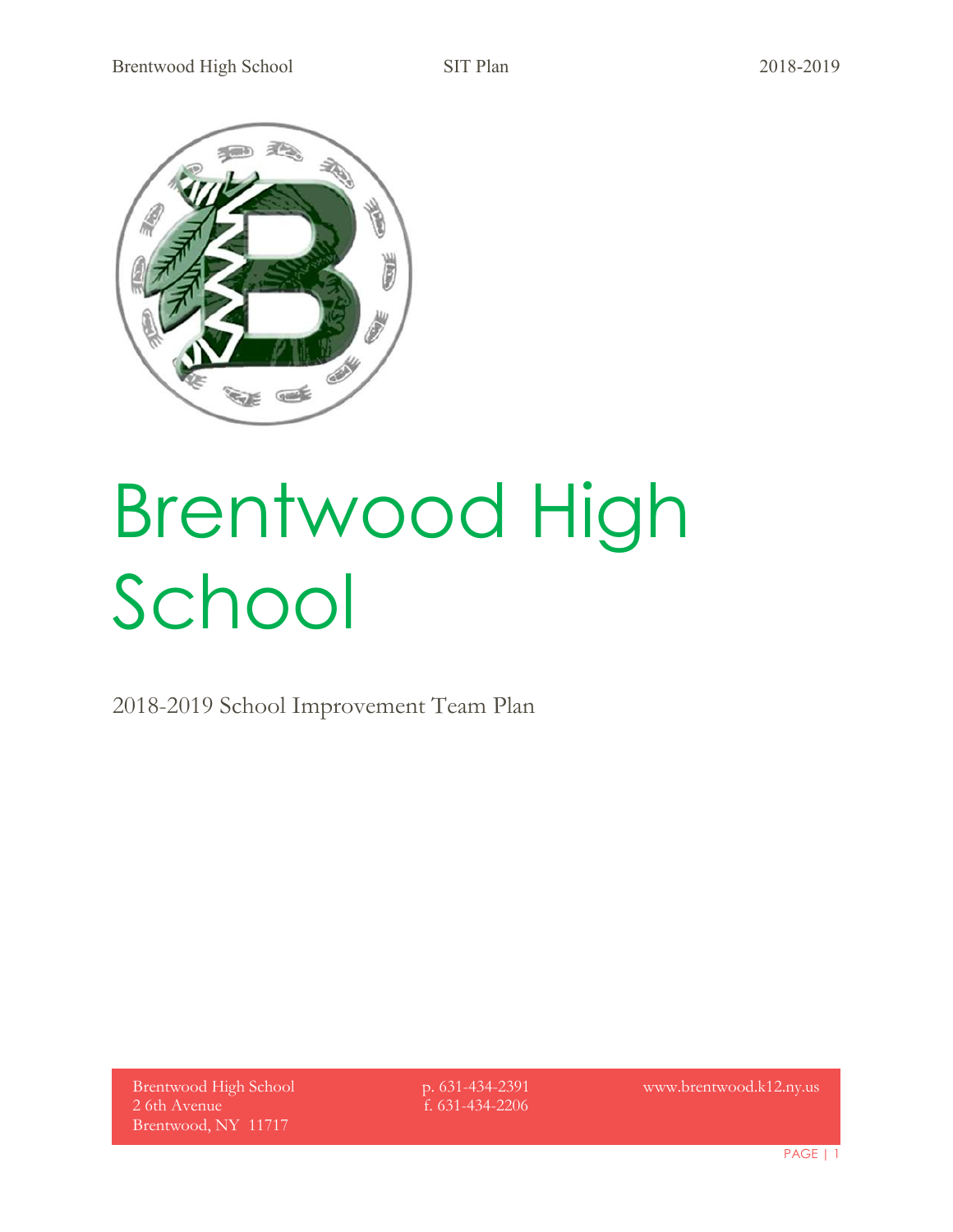# Brentwood High School

2018-2019 School Improvement Team Plan

Brentwood High School
2 6th Avenue
Brentwood, NY 11717

p. 631-434-2391
f. 631-434-2206

www.brentwood.k12.ny.us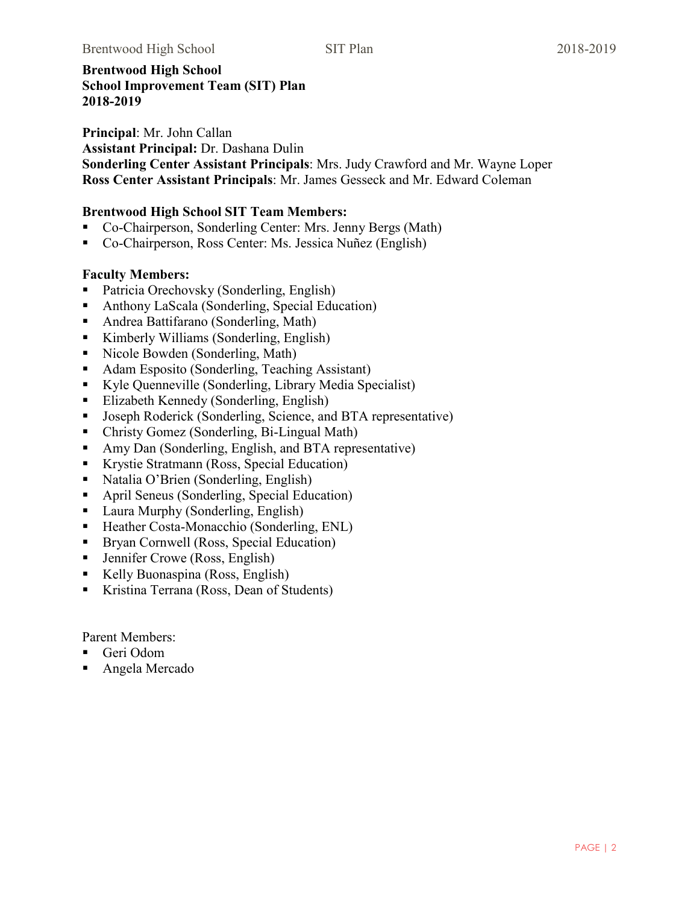**Brentwood High School**
**School Improvement Team (SIT) Plan**
**2018-2019**

**Principal**: Mr. John Callan
**Assistant Principal:** Dr. Dashana Dulin
**Sonderling Center Assistant Principals**: Mrs. Judy Crawford and Mr. Wayne Loper
**Ross Center Assistant Principals**: Mr. James Gesseck and Mr. Edward Coleman

**Brentwood High School SIT Team Members:**

- Co-Chairperson, Sonderling Center: Mrs. Jenny Bergs (Math)
- Co-Chairperson, Ross Center: Ms. Jessica Nuñez (English)

**Faculty Members:**

- Patricia Orechovsky (Sonderling, English)
- Anthony LaScala (Sonderling, Special Education)
- Andrea Battifarano (Sonderling, Math)
- Kimberly Williams (Sonderling, English)
- Nicole Bowden (Sonderling, Math)
- Adam Esposito (Sonderling, Teaching Assistant)
- Kyle Quenneville (Sonderling, Library Media Specialist)
- Elizabeth Kennedy (Sonderling, English)
- Joseph Roderick (Sonderling, Science, and BTA representative)
- Christy Gomez (Sonderling, Bi-Lingual Math)
- Amy Dan (Sonderling, English, and BTA representative)
- Krystie Stratmann (Ross, Special Education)
- Natalia O'Brien (Sonderling, English)
- April Seneus (Sonderling, Special Education)
- Laura Murphy (Sonderling, English)
- Heather Costa-Monacchio (Sonderling, ENL)
- Bryan Cornwell (Ross, Special Education)
- Jennifer Crowe (Ross, English)
- Kelly Buonaspina (Ross, English)
- Kristina Terrana (Ross, Dean of Students)

Parent Members:

- Geri Odom
- Angela Mercado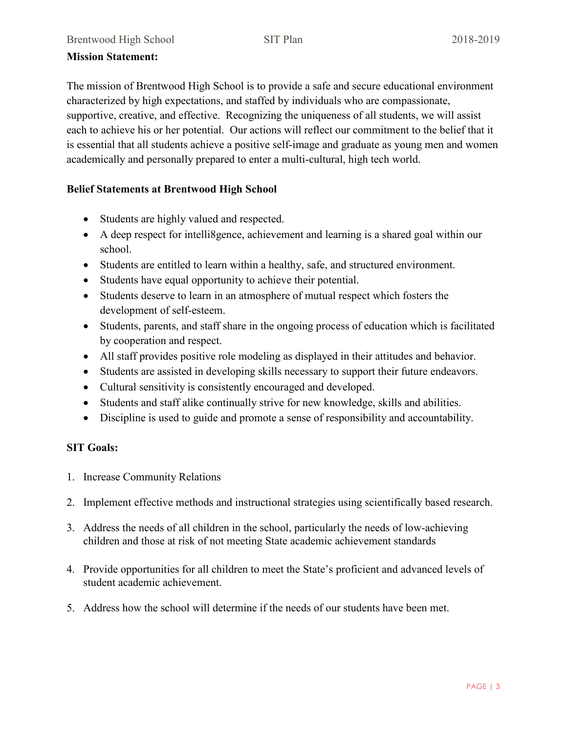**Mission Statement:**

The mission of Brentwood High School is to provide a safe and secure educational environment characterized by high expectations, and staffed by individuals who are compassionate, supportive, creative, and effective. Recognizing the uniqueness of all students, we will assist each to achieve his or her potential. Our actions will reflect our commitment to the belief that it is essential that all students achieve a positive self-image and graduate as young men and women academically and personally prepared to enter a multi-cultural, high tech world.

**Belief Statements at Brentwood High School**

- Students are highly valued and respected.
- A deep respect for intelli8gence, achievement and learning is a shared goal within our school.
- Students are entitled to learn within a healthy, safe, and structured environment.
- Students have equal opportunity to achieve their potential.
- Students deserve to learn in an atmosphere of mutual respect which fosters the development of self-esteem.
- Students, parents, and staff share in the ongoing process of education which is facilitated by cooperation and respect.
- All staff provides positive role modeling as displayed in their attitudes and behavior.
- Students are assisted in developing skills necessary to support their future endeavors.
- Cultural sensitivity is consistently encouraged and developed.
- Students and staff alike continually strive for new knowledge, skills and abilities.
- Discipline is used to guide and promote a sense of responsibility and accountability.

**SIT Goals:**

1. Increase Community Relations
2. Implement effective methods and instructional strategies using scientifically based research.
3. Address the needs of all children in the school, particularly the needs of low-achieving children and those at risk of not meeting State academic achievement standards
4. Provide opportunities for all children to meet the State's proficient and advanced levels of student academic achievement.
5. Address how the school will determine if the needs of our students have been met.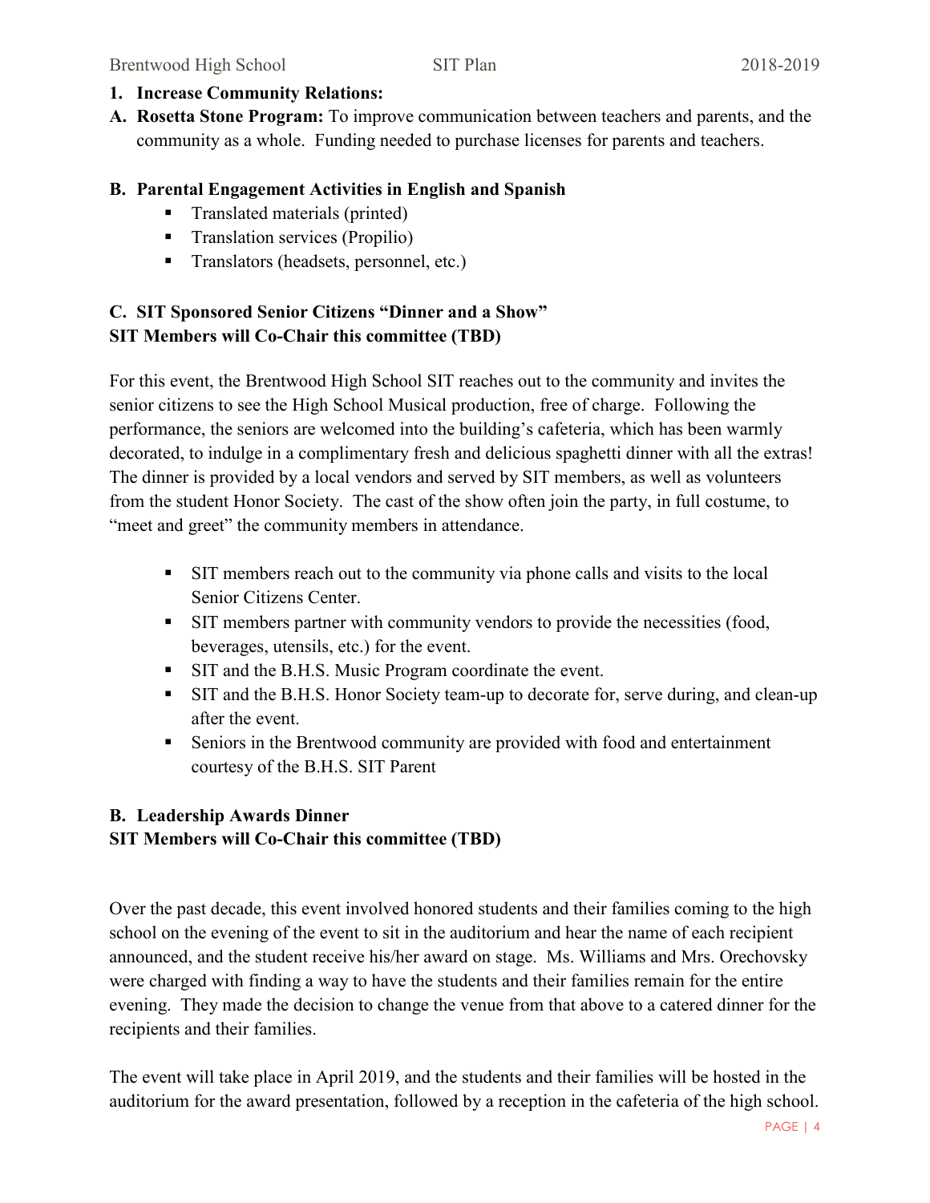1. **Increase Community Relations:**

**A. Rosetta Stone Program:** To improve communication between teachers and parents, and the community as a whole. Funding needed to purchase licenses for parents and teachers.

**B. Parental Engagement Activities in English and Spanish**

- Translated materials (printed)
- Translation services (Propilio)
- Translators (headsets, personnel, etc.)

**C. SIT Sponsored Senior Citizens "Dinner and a Show"**
**SIT Members will Co-Chair this committee (TBD)**

For this event, the Brentwood High School SIT reaches out to the community and invites the senior citizens to see the High School Musical production, free of charge. Following the performance, the seniors are welcomed into the building's cafeteria, which has been warmly decorated, to indulge in a complimentary fresh and delicious spaghetti dinner with all the extras! The dinner is provided by a local vendors and served by SIT members, as well as volunteers from the student Honor Society. The cast of the show often join the party, in full costume, to "meet and greet" the community members in attendance.

- SIT members reach out to the community via phone calls and visits to the local Senior Citizens Center.
- SIT members partner with community vendors to provide the necessities (food, beverages, utensils, etc.) for the event.
- SIT and the B.H.S. Music Program coordinate the event.
- SIT and the B.H.S. Honor Society team-up to decorate for, serve during, and clean-up after the event.
- Seniors in the Brentwood community are provided with food and entertainment courtesy of the B.H.S. SIT Parent

**B. Leadership Awards Dinner**
**SIT Members will Co-Chair this committee (TBD)**

Over the past decade, this event involved honored students and their families coming to the high school on the evening of the event to sit in the auditorium and hear the name of each recipient announced, and the student receive his/her award on stage. Ms. Williams and Mrs. Orechovsky were charged with finding a way to have the students and their families remain for the entire evening. They made the decision to change the venue from that above to a catered dinner for the recipients and their families.

The event will take place in April 2019, and the students and their families will be hosted in the auditorium for the award presentation, followed by a reception in the cafeteria of the high school.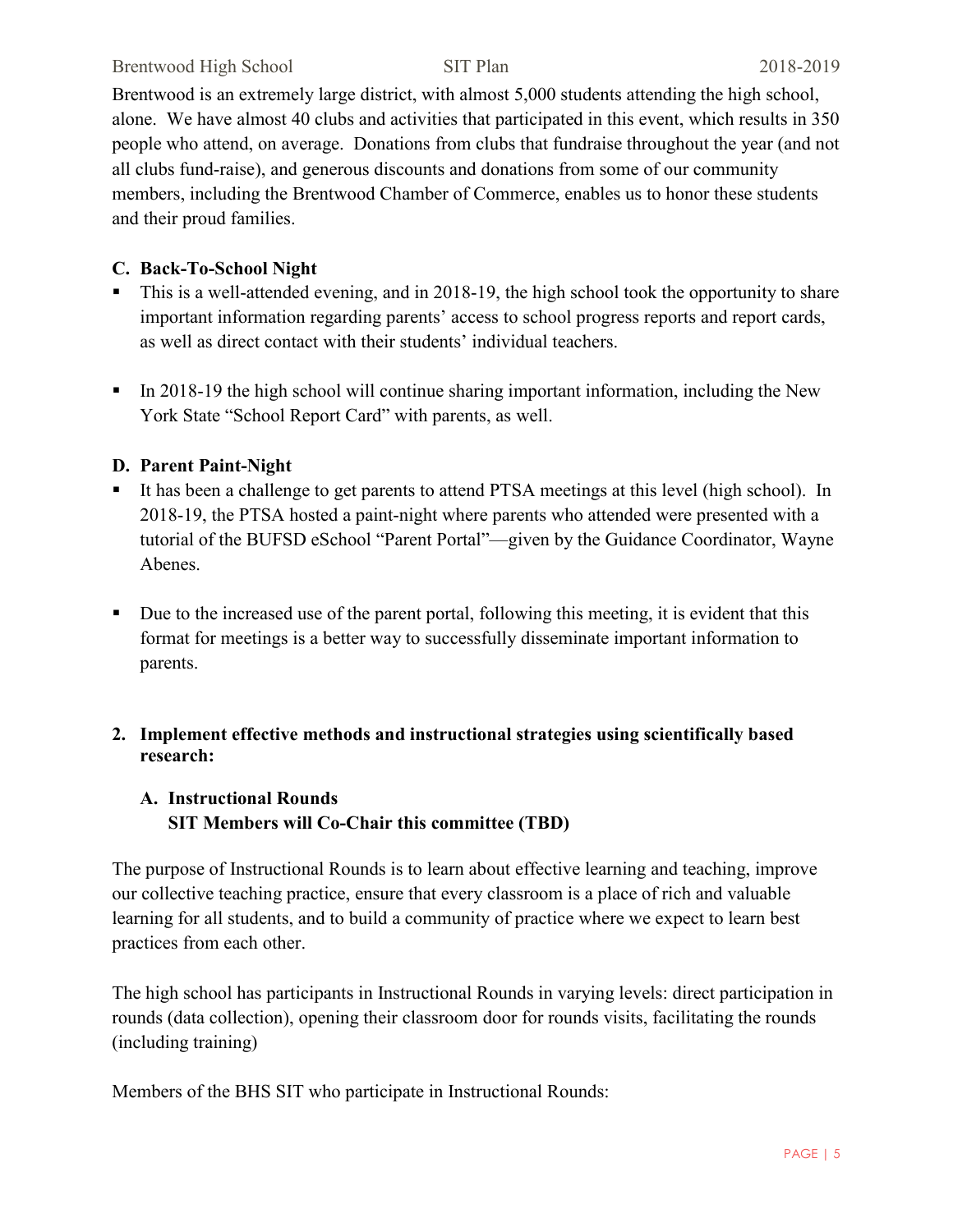Brentwood is an extremely large district, with almost 5,000 students attending the high school, alone. We have almost 40 clubs and activities that participated in this event, which results in 350 people who attend, on average. Donations from clubs that fundraise throughout the year (and not all clubs fund-raise), and generous discounts and donations from some of our community members, including the Brentwood Chamber of Commerce, enables us to honor these students and their proud families.

### C. Back-To-School Night

- This is a well-attended evening, and in 2018-19, the high school took the opportunity to share important information regarding parents' access to school progress reports and report cards, as well as direct contact with their students' individual teachers.

- In 2018-19 the high school will continue sharing important information, including the New York State "School Report Card" with parents, as well.

### D. Parent Paint-Night

- It has been a challenge to get parents to attend PTSA meetings at this level (high school). In 2018-19, the PTSA hosted a paint-night where parents who attended were presented with a tutorial of the BUFSD eSchool "Parent Portal"—given by the Guidance Coordinator, Wayne Abenes.

- Due to the increased use of the parent portal, following this meeting, it is evident that this format for meetings is a better way to successfully disseminate important information to parents.

## 2. Implement effective methods and instructional strategies using scientifically based research:

### A. Instructional Rounds
**SIT Members will Co-Chair this committee (TBD)**

The purpose of Instructional Rounds is to learn about effective learning and teaching, improve our collective teaching practice, ensure that every classroom is a place of rich and valuable learning for all students, and to build a community of practice where we expect to learn best practices from each other.

The high school has participants in Instructional Rounds in varying levels: direct participation in rounds (data collection), opening their classroom door for rounds visits, facilitating the rounds (including training)

Members of the BHS SIT who participate in Instructional Rounds: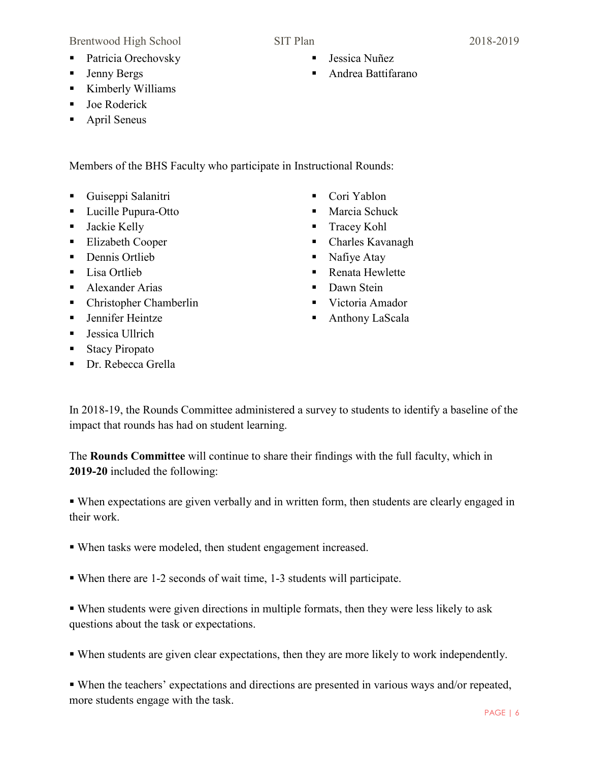- Patricia Orechovsky
- Jenny Bergs
- Kimberly Williams
- Joe Roderick
- April Seneus
- Jessica Nuñez
- Andrea Battifarano

Members of the BHS Faculty who participate in Instructional Rounds:

- Guiseppi Salanitri
- Lucille Pupura-Otto
- Jackie Kelly
- Elizabeth Cooper
- Dennis Ortlieb
- Lisa Ortlieb
- Alexander Arias
- Christopher Chamberlin
- Jennifer Heintze
- Jessica Ullrich
- Stacy Piropato
- Dr. Rebecca Grella
- Cori Yablon
- Marcia Schuck
- Tracey Kohl
- Charles Kavanagh
- Nafiye Atay
- Renata Hewlette
- Dawn Stein
- Victoria Amador
- Anthony LaScala

In 2018-19, the Rounds Committee administered a survey to students to identify a baseline of the impact that rounds has had on student learning.

The **Rounds Committee** will continue to share their findings with the full faculty, which in **2019-20** included the following:

- When expectations are given verbally and in written form, then students are clearly engaged in their work.

- When tasks were modeled, then student engagement increased.

- When there are 1-2 seconds of wait time, 1-3 students will participate.

- When students were given directions in multiple formats, then they were less likely to ask questions about the task or expectations.

- When students are given clear expectations, then they are more likely to work independently.

- When the teachers' expectations and directions are presented in various ways and/or repeated, more students engage with the task.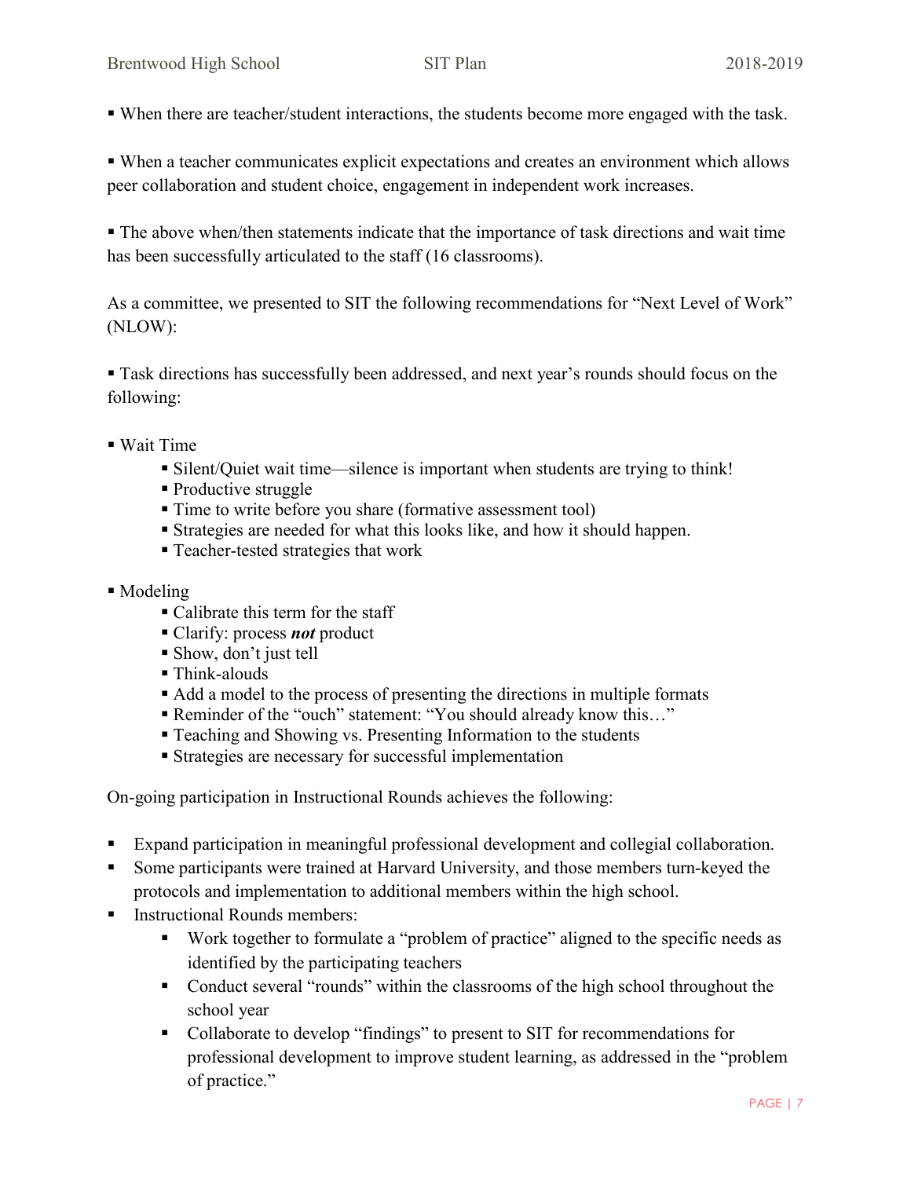- When there are teacher/student interactions, the students become more engaged with the task.

- When a teacher communicates explicit expectations and creates an environment which allows peer collaboration and student choice, engagement in independent work increases.

- The above when/then statements indicate that the importance of task directions and wait time has been successfully articulated to the staff (16 classrooms).

As a committee, we presented to SIT the following recommendations for "Next Level of Work" (NLOW):

- Task directions has successfully been addressed, and next year's rounds should focus on the following:

- Wait Time
  - Silent/Quiet wait time—silence is important when students are trying to think!
  - Productive struggle
  - Time to write before you share (formative assessment tool)
  - Strategies are needed for what this looks like, and how it should happen.
  - Teacher-tested strategies that work

- Modeling
  - Calibrate this term for the staff
  - Clarify: process ***not*** product
  - Show, don't just tell
  - Think-alouds
  - Add a model to the process of presenting the directions in multiple formats
  - Reminder of the "ouch" statement: "You should already know this…"
  - Teaching and Showing vs. Presenting Information to the students
  - Strategies are necessary for successful implementation

On-going participation in Instructional Rounds achieves the following:

- Expand participation in meaningful professional development and collegial collaboration.
- Some participants were trained at Harvard University, and those members turn-keyed the protocols and implementation to additional members within the high school.
- Instructional Rounds members:
  - Work together to formulate a "problem of practice" aligned to the specific needs as identified by the participating teachers
  - Conduct several "rounds" within the classrooms of the high school throughout the school year
  - Collaborate to develop "findings" to present to SIT for recommendations for professional development to improve student learning, as addressed in the "problem of practice."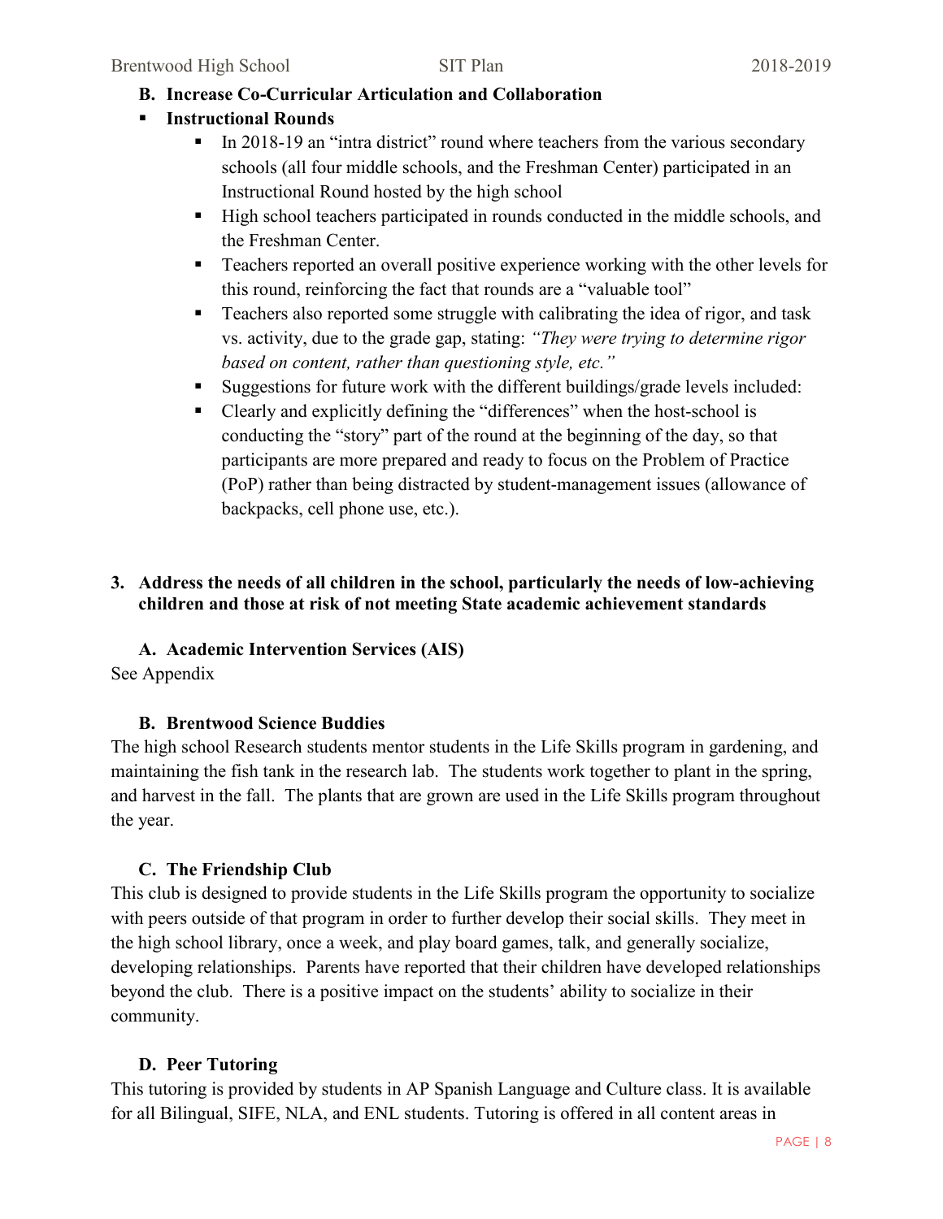### B. Increase Co-Curricular Articulation and Collaboration

- **Instructional Rounds**
  - In 2018-19 an "intra district" round where teachers from the various secondary schools (all four middle schools, and the Freshman Center) participated in an Instructional Round hosted by the high school
  - High school teachers participated in rounds conducted in the middle schools, and the Freshman Center.
  - Teachers reported an overall positive experience working with the other levels for this round, reinforcing the fact that rounds are a "valuable tool"
  - Teachers also reported some struggle with calibrating the idea of rigor, and task vs. activity, due to the grade gap, stating: *"They were trying to determine rigor based on content, rather than questioning style, etc."*
  - Suggestions for future work with the different buildings/grade levels included:
  - Clearly and explicitly defining the "differences" when the host-school is conducting the "story" part of the round at the beginning of the day, so that participants are more prepared and ready to focus on the Problem of Practice (PoP) rather than being distracted by student-management issues (allowance of backpacks, cell phone use, etc.).

## 3. Address the needs of all children in the school, particularly the needs of low-achieving children and those at risk of not meeting State academic achievement standards

### A. Academic Intervention Services (AIS)

See Appendix

### B. Brentwood Science Buddies

The high school Research students mentor students in the Life Skills program in gardening, and maintaining the fish tank in the research lab. The students work together to plant in the spring, and harvest in the fall. The plants that are grown are used in the Life Skills program throughout the year.

### C. The Friendship Club

This club is designed to provide students in the Life Skills program the opportunity to socialize with peers outside of that program in order to further develop their social skills. They meet in the high school library, once a week, and play board games, talk, and generally socialize, developing relationships. Parents have reported that their children have developed relationships beyond the club. There is a positive impact on the students' ability to socialize in their community.

### D. Peer Tutoring

This tutoring is provided by students in AP Spanish Language and Culture class. It is available for all Bilingual, SIFE, NLA, and ENL students. Tutoring is offered in all content areas in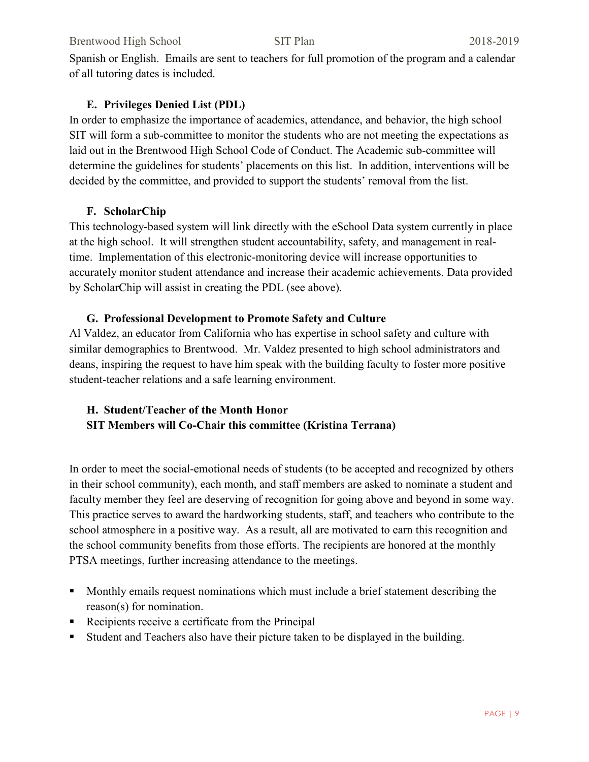Spanish or English. Emails are sent to teachers for full promotion of the program and a calendar of all tutoring dates is included.

### E. Privileges Denied List (PDL)

In order to emphasize the importance of academics, attendance, and behavior, the high school SIT will form a sub-committee to monitor the students who are not meeting the expectations as laid out in the Brentwood High School Code of Conduct. The Academic sub-committee will determine the guidelines for students' placements on this list. In addition, interventions will be decided by the committee, and provided to support the students' removal from the list.

### F. ScholarChip

This technology-based system will link directly with the eSchool Data system currently in place at the high school. It will strengthen student accountability, safety, and management in real-time. Implementation of this electronic-monitoring device will increase opportunities to accurately monitor student attendance and increase their academic achievements. Data provided by ScholarChip will assist in creating the PDL (see above).

### G. Professional Development to Promote Safety and Culture

Al Valdez, an educator from California who has expertise in school safety and culture with similar demographics to Brentwood. Mr. Valdez presented to high school administrators and deans, inspiring the request to have him speak with the building faculty to foster more positive student-teacher relations and a safe learning environment.

### H. Student/Teacher of the Month Honor
**SIT Members will Co-Chair this committee (Kristina Terrana)**

In order to meet the social-emotional needs of students (to be accepted and recognized by others in their school community), each month, and staff members are asked to nominate a student and faculty member they feel are deserving of recognition for going above and beyond in some way. This practice serves to award the hardworking students, staff, and teachers who contribute to the school atmosphere in a positive way. As a result, all are motivated to earn this recognition and the school community benefits from those efforts. The recipients are honored at the monthly PTSA meetings, further increasing attendance to the meetings.

- Monthly emails request nominations which must include a brief statement describing the reason(s) for nomination.
- Recipients receive a certificate from the Principal
- Student and Teachers also have their picture taken to be displayed in the building.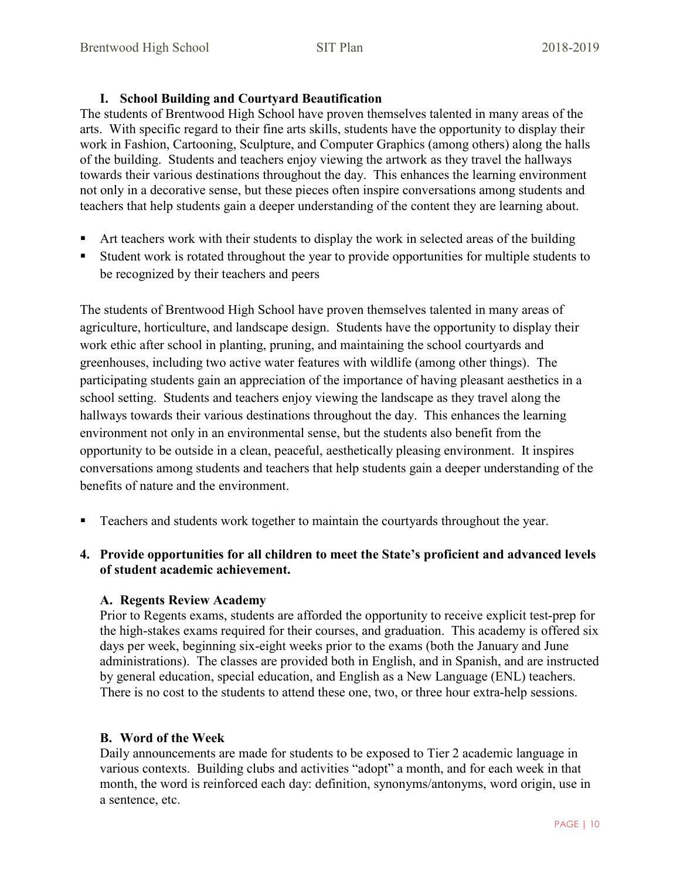### I. School Building and Courtyard Beautification

The students of Brentwood High School have proven themselves talented in many areas of the arts. With specific regard to their fine arts skills, students have the opportunity to display their work in Fashion, Cartooning, Sculpture, and Computer Graphics (among others) along the halls of the building. Students and teachers enjoy viewing the artwork as they travel the hallways towards their various destinations throughout the day. This enhances the learning environment not only in a decorative sense, but these pieces often inspire conversations among students and teachers that help students gain a deeper understanding of the content they are learning about.

- Art teachers work with their students to display the work in selected areas of the building
- Student work is rotated throughout the year to provide opportunities for multiple students to be recognized by their teachers and peers

The students of Brentwood High School have proven themselves talented in many areas of agriculture, horticulture, and landscape design. Students have the opportunity to display their work ethic after school in planting, pruning, and maintaining the school courtyards and greenhouses, including two active water features with wildlife (among other things). The participating students gain an appreciation of the importance of having pleasant aesthetics in a school setting. Students and teachers enjoy viewing the landscape as they travel along the hallways towards their various destinations throughout the day. This enhances the learning environment not only in an environmental sense, but the students also benefit from the opportunity to be outside in a clean, peaceful, aesthetically pleasing environment. It inspires conversations among students and teachers that help students gain a deeper understanding of the benefits of nature and the environment.

- Teachers and students work together to maintain the courtyards throughout the year.

## 4. Provide opportunities for all children to meet the State's proficient and advanced levels of student academic achievement.

### A. Regents Review Academy

Prior to Regents exams, students are afforded the opportunity to receive explicit test-prep for the high-stakes exams required for their courses, and graduation. This academy is offered six days per week, beginning six-eight weeks prior to the exams (both the January and June administrations). The classes are provided both in English, and in Spanish, and are instructed by general education, special education, and English as a New Language (ENL) teachers. There is no cost to the students to attend these one, two, or three hour extra-help sessions.

### B. Word of the Week

Daily announcements are made for students to be exposed to Tier 2 academic language in various contexts. Building clubs and activities "adopt" a month, and for each week in that month, the word is reinforced each day: definition, synonyms/antonyms, word origin, use in a sentence, etc.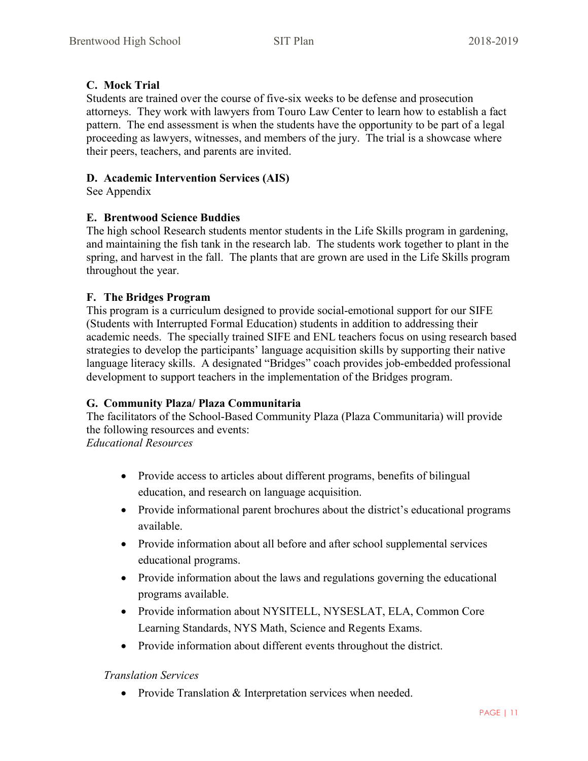### C. Mock Trial

Students are trained over the course of five-six weeks to be defense and prosecution attorneys. They work with lawyers from Touro Law Center to learn how to establish a fact pattern. The end assessment is when the students have the opportunity to be part of a legal proceeding as lawyers, witnesses, and members of the jury. The trial is a showcase where their peers, teachers, and parents are invited.

### D. Academic Intervention Services (AIS)

See Appendix

### E. Brentwood Science Buddies

The high school Research students mentor students in the Life Skills program in gardening, and maintaining the fish tank in the research lab. The students work together to plant in the spring, and harvest in the fall. The plants that are grown are used in the Life Skills program throughout the year.

### F. The Bridges Program

This program is a curriculum designed to provide social-emotional support for our SIFE (Students with Interrupted Formal Education) students in addition to addressing their academic needs. The specially trained SIFE and ENL teachers focus on using research based strategies to develop the participants' language acquisition skills by supporting their native language literacy skills. A designated "Bridges" coach provides job-embedded professional development to support teachers in the implementation of the Bridges program.

### G. Community Plaza/ Plaza Communitaria

The facilitators of the School-Based Community Plaza (Plaza Communitaria) will provide the following resources and events:

*Educational Resources*

- Provide access to articles about different programs, benefits of bilingual education, and research on language acquisition.
- Provide informational parent brochures about the district's educational programs available.
- Provide information about all before and after school supplemental services educational programs.
- Provide information about the laws and regulations governing the educational programs available.
- Provide information about NYSITELL, NYSESLAT, ELA, Common Core Learning Standards, NYS Math, Science and Regents Exams.
- Provide information about different events throughout the district.

*Translation Services*

- Provide Translation & Interpretation services when needed.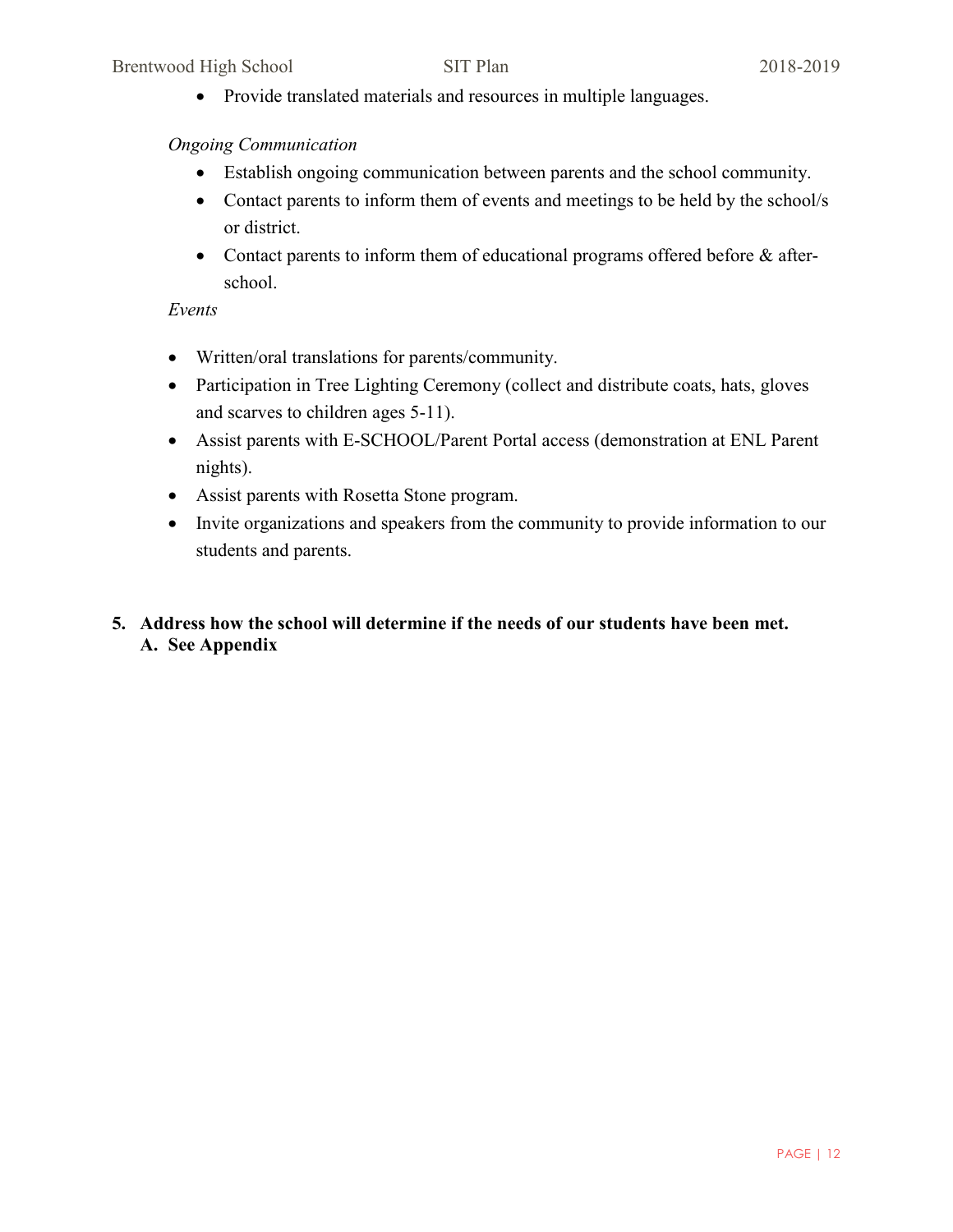- Provide translated materials and resources in multiple languages.

*Ongoing Communication*

- Establish ongoing communication between parents and the school community.
- Contact parents to inform them of events and meetings to be held by the school/s or district.
- Contact parents to inform them of educational programs offered before & after-school.

*Events*

- Written/oral translations for parents/community.
- Participation in Tree Lighting Ceremony (collect and distribute coats, hats, gloves and scarves to children ages 5-11).
- Assist parents with E-SCHOOL/Parent Portal access (demonstration at ENL Parent nights).
- Assist parents with Rosetta Stone program.
- Invite organizations and speakers from the community to provide information to our students and parents.

**5. Address how the school will determine if the needs of our students have been met.**
**A. See Appendix**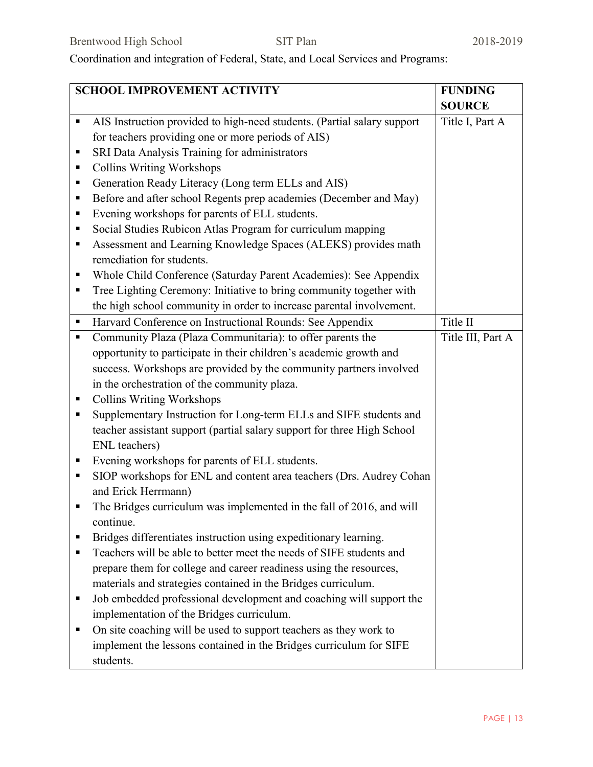Coordination and integration of Federal, State, and Local Services and Programs:

| SCHOOL IMPROVEMENT ACTIVITY | FUNDING SOURCE |
|---|---|
| ▪ AIS Instruction provided to high-need students. (Partial salary support for teachers providing one or more periods of AIS)<br>▪ SRI Data Analysis Training for administrators<br>▪ Collins Writing Workshops<br>▪ Generation Ready Literacy (Long term ELLs and AIS)<br>▪ Before and after school Regents prep academies (December and May)<br>▪ Evening workshops for parents of ELL students.<br>▪ Social Studies Rubicon Atlas Program for curriculum mapping<br>▪ Assessment and Learning Knowledge Spaces (ALEKS) provides math remediation for students.<br>▪ Whole Child Conference (Saturday Parent Academies): See Appendix<br>▪ Tree Lighting Ceremony: Initiative to bring community together with the high school community in order to increase parental involvement. | Title I, Part A |
| ▪ Harvard Conference on Instructional Rounds: See Appendix | Title II |
| ▪ Community Plaza (Plaza Communitaria): to offer parents the opportunity to participate in their children's academic growth and success. Workshops are provided by the community partners involved in the orchestration of the community plaza.<br>▪ Collins Writing Workshops<br>▪ Supplementary Instruction for Long-term ELLs and SIFE students and teacher assistant support (partial salary support for three High School ENL teachers)<br>▪ Evening workshops for parents of ELL students.<br>▪ SIOP workshops for ENL and content area teachers (Drs. Audrey Cohan and Erick Herrmann)<br>▪ The Bridges curriculum was implemented in the fall of 2016, and will continue.<br>▪ Bridges differentiates instruction using expeditionary learning.<br>▪ Teachers will be able to better meet the needs of SIFE students and prepare them for college and career readiness using the resources, materials and strategies contained in the Bridges curriculum.<br>▪ Job embedded professional development and coaching will support the implementation of the Bridges curriculum.<br>▪ On site coaching will be used to support teachers as they work to implement the lessons contained in the Bridges curriculum for SIFE students. | Title III, Part A |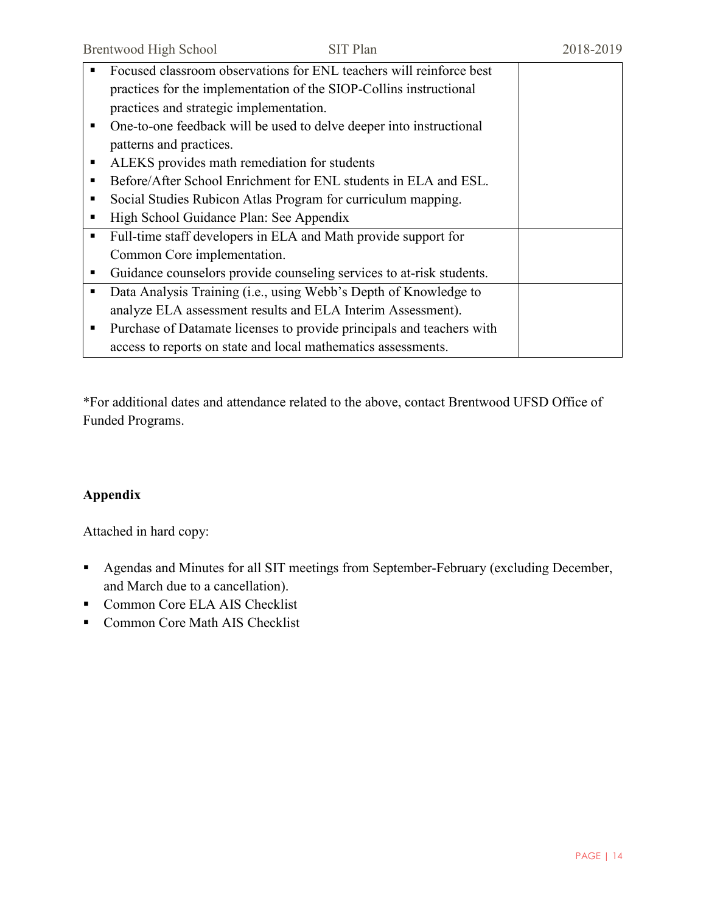| | |
|---|---|
| ▪ Focused classroom observations for ENL teachers will reinforce best practices for the implementation of the SIOP-Collins instructional practices and strategic implementation.<br>▪ One-to-one feedback will be used to delve deeper into instructional patterns and practices.<br>▪ ALEKS provides math remediation for students<br>▪ Before/After School Enrichment for ENL students in ELA and ESL.<br>▪ Social Studies Rubicon Atlas Program for curriculum mapping.<br>▪ High School Guidance Plan: See Appendix | |
| ▪ Full-time staff developers in ELA and Math provide support for Common Core implementation.<br>▪ Guidance counselors provide counseling services to at-risk students. | |
| ▪ Data Analysis Training (i.e., using Webb's Depth of Knowledge to analyze ELA assessment results and ELA Interim Assessment).<br>▪ Purchase of Datamate licenses to provide principals and teachers with access to reports on state and local mathematics assessments. | |

*For additional dates and attendance related to the above, contact Brentwood UFSD Office of Funded Programs.

**Appendix**

Attached in hard copy:

- Agendas and Minutes for all SIT meetings from September-February (excluding December, and March due to a cancellation).
- Common Core ELA AIS Checklist
- Common Core Math AIS Checklist